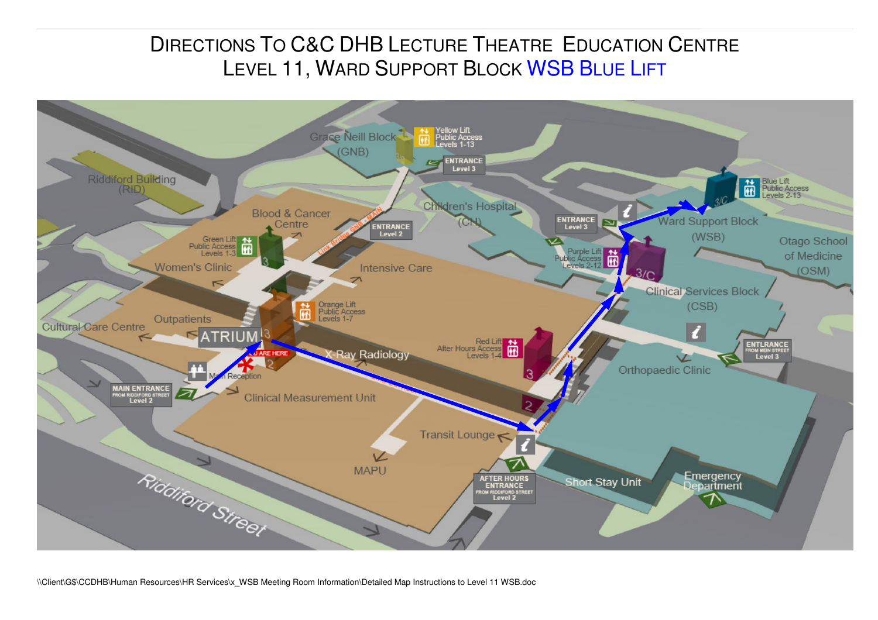# Directions To C&C DHB Lecture Theatre Education Centre
# Level 11, Ward Support Block WSB Blue Lift

Grace Neill Block (GNB)

Yellow Lift Public Access Levels 1-13

ENTRANCE Level 3

Riddiford Building (RID)

Blood & Cancer Centre

Link Bridge GNB - MAIN

ENTRANCE Level 2

Children's Hospital (CH)

ENTRANCE Level 3

Blue Lift Public Access Levels 2-13

Ward Support Block (WSB)

Otago School of Medicine (OSM)

Green Lift Public Access Levels 1-3

Women's Clinic

Intensive Care

Purple Lift Public Access Levels 2-12

Clinical Services Block (CSB)

Orange Lift Public Access Levels 1-7

Cultural Care Centre

Outpatients

ATRIUM

YOU ARE HERE

X-Ray Radiology

Red Lift After Hours Access Levels 1-4

ENTRANCE FROM MEIN STREET Level 3

Orthopaedic Clinic

Main Reception

MAIN ENTRANCE FROM RIDDIFORD STREET Level 2

Clinical Measurement Unit

Transit Lounge

MAPU

AFTER HOURS ENTRANCE FROM RIDDIFORD STREET Level 2

Short Stay Unit

Emergency Department

Riddiford Street

\\Client\G$\CCDHB\Human Resources\HR Services\x_WSB Meeting Room Information\Detailed Map Instructions to Level 11 WSB.doc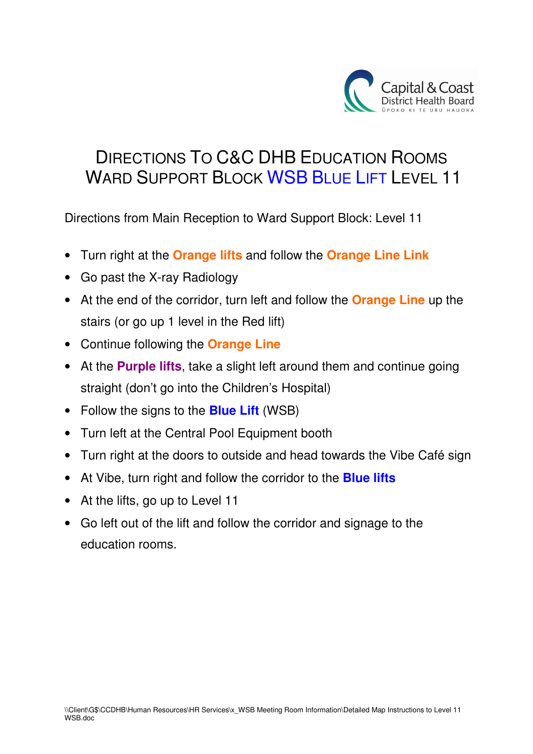# Directions To C&C DHB Education Rooms Ward Support Block WSB Blue Lift Level 11

Directions from Main Reception to Ward Support Block: Level 11

- Turn right at the **Orange lifts** and follow the **Orange Line Link**
- Go past the X-ray Radiology
- At the end of the corridor, turn left and follow the **Orange Line** up the stairs (or go up 1 level in the Red lift)
- Continue following the **Orange Line**
- At the **Purple lifts**, take a slight left around them and continue going straight (don't go into the Children's Hospital)
- Follow the signs to the **Blue Lift** (WSB)
- Turn left at the Central Pool Equipment booth
- Turn right at the doors to outside and head towards the Vibe Café sign
- At Vibe, turn right and follow the corridor to the **Blue lifts**
- At the lifts, go up to Level 11
- Go left out of the lift and follow the corridor and signage to the education rooms.